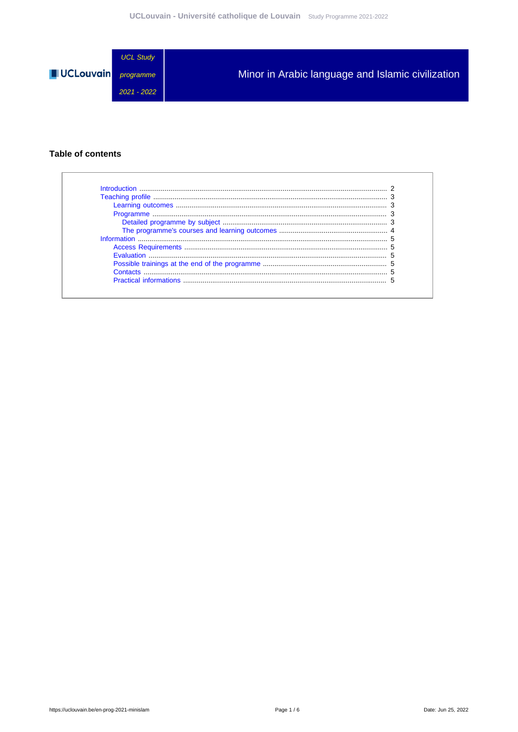UCL Study programme 2021 - 2022

# Minor in Arabic language and Islamic civilization

## Table of contents

- Introduction ........ 2
- Teaching profile ........ 3
  - Learning outcomes ........ 3
  - Programme ........ 3
    - Detailed programme by subject ........ 3
    - The programme's courses and learning outcomes ........ 4
- Information ........ 5
  - Access Requirements ........ 5
  - Evaluation ........ 5
  - Possible trainings at the end of the programme ........ 5
  - Contacts ........ 5
  - Practical informations ........ 5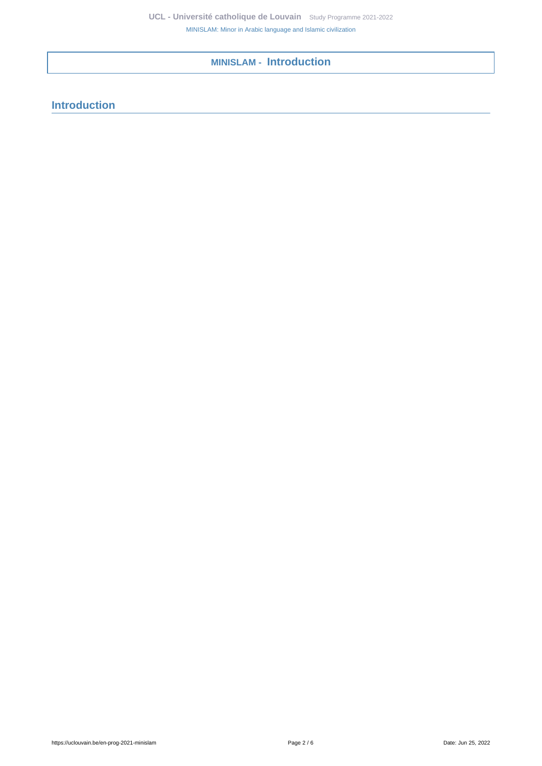# MINISLAM - Introduction

## Introduction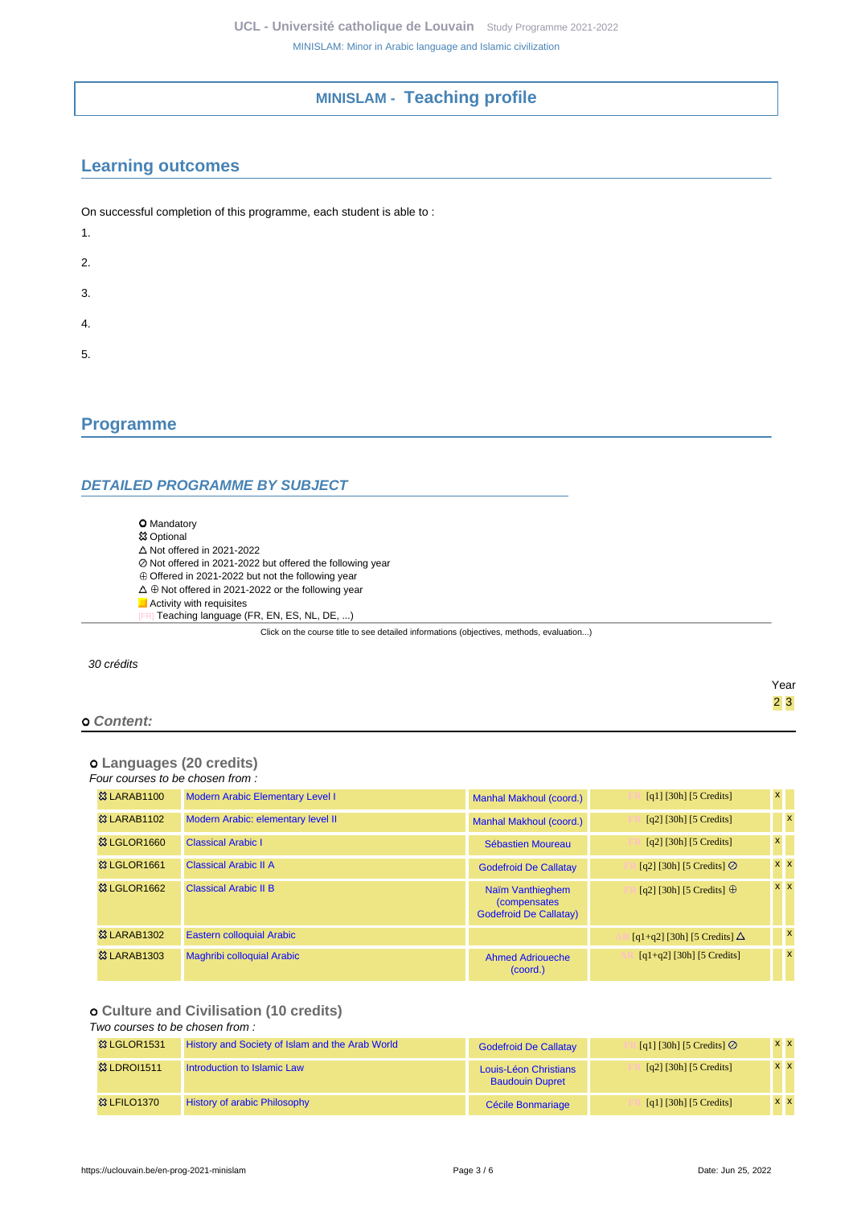# MINISLAM - Teaching profile

## Learning outcomes

On successful completion of this programme, each student is able to :

1.

2.

3.

4.

5.

## Programme

### DETAILED PROGRAMME BY SUBJECT

- ⭘ Mandatory
- ꕥ Optional
- △ Not offered in 2021-2022
- ⊘ Not offered in 2021-2022 but offered the following year
- ⊕ Offered in 2021-2022 but not the following year
- △ ⊕ Not offered in 2021-2022 or the following year
- Activity with requisites
- [FR] Teaching language (FR, EN, ES, NL, DE, ...)

Click on the course title to see detailed informations (objectives, methods, evaluation...)

*30 crédits*

**⭘ Content:**

**⭘ Languages (20 credits)**

*Four courses to be chosen from :*

| Code | Title | Teacher | Details | Year 2 | Year 3 |
|---|---|---|---|---|---|
| ꕥ LARAB1100 | Modern Arabic Elementary Level I | Manhal Makhoul (coord.) | [FR] [q1] [30h] [5 Credits] | x | |
| ꕥ LARAB1102 | Modern Arabic: elementary level II | Manhal Makhoul (coord.) | [FR] [q2] [30h] [5 Credits] | | x |
| ꕥ LGLOR1660 | Classical Arabic I | Sébastien Moureau | [FR] [q2] [30h] [5 Credits] | x | |
| ꕥ LGLOR1661 | Classical Arabic II A | Godefroid De Callatay | [FR] [q2] [30h] [5 Credits] ⊘ | x | x |
| ꕥ LGLOR1662 | Classical Arabic II B | Naïm Vanthieghem (compensates Godefroid De Callatay) | [FR] [q2] [30h] [5 Credits] ⊕ | x | x |
| ꕥ LARAB1302 | Eastern colloquial Arabic | | [AR] [q1+q2] [30h] [5 Credits] △ | | x |
| ꕥ LARAB1303 | Maghribi colloquial Arabic | Ahmed Adrioueche (coord.) | [AR] [q1+q2] [30h] [5 Credits] | | x |

**⭘ Culture and Civilisation (10 credits)**

*Two courses to be chosen from :*

| Code | Title | Teacher | Details | Year 2 | Year 3 |
|---|---|---|---|---|---|
| ꕥ LGLOR1531 | History and Society of Islam and the Arab World | Godefroid De Callatay | [FR] [q1] [30h] [5 Credits] ⊘ | x | x |
| ꕥ LDROI1511 | Introduction to Islamic Law | Louis-Léon Christians, Baudouin Dupret | [FR] [q2] [30h] [5 Credits] | x | x |
| ꕥ LFILO1370 | History of arabic Philosophy | Cécile Bonmariage | [FR] [q1] [30h] [5 Credits] | x | x |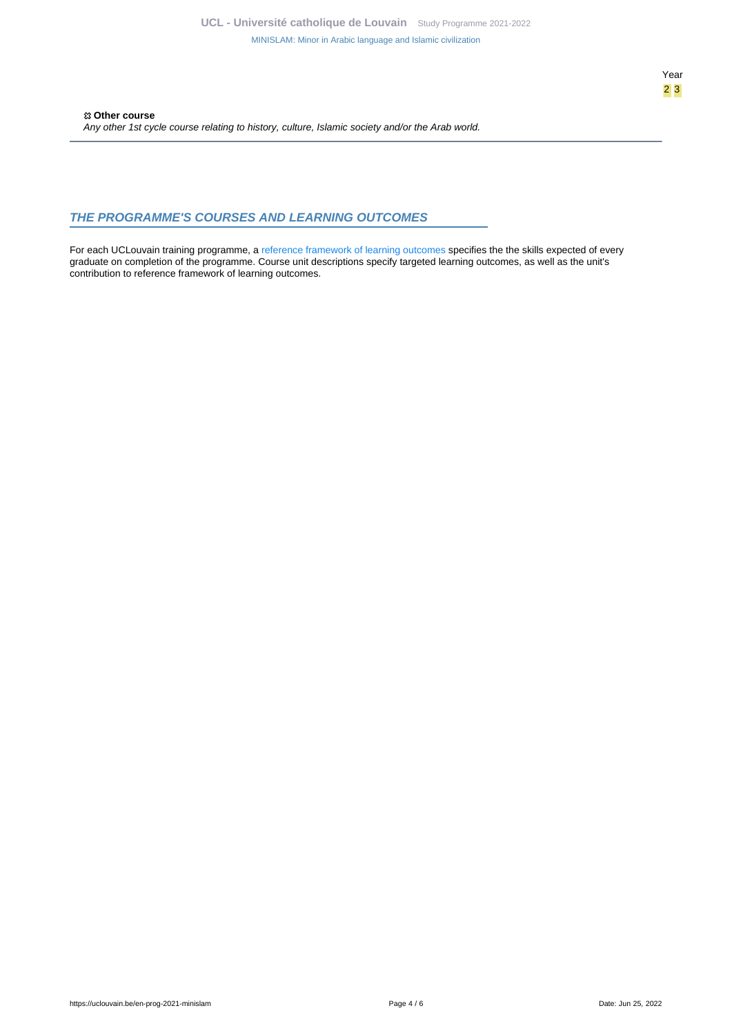Year
2 3

⚙ **Other course**
*Any other 1st cycle course relating to history, culture, Islamic society and/or the Arab world.*

## THE PROGRAMME'S COURSES AND LEARNING OUTCOMES

For each UCLouvain training programme, a reference framework of learning outcomes specifies the the skills expected of every graduate on completion of the programme. Course unit descriptions specify targeted learning outcomes, as well as the unit's contribution to reference framework of learning outcomes.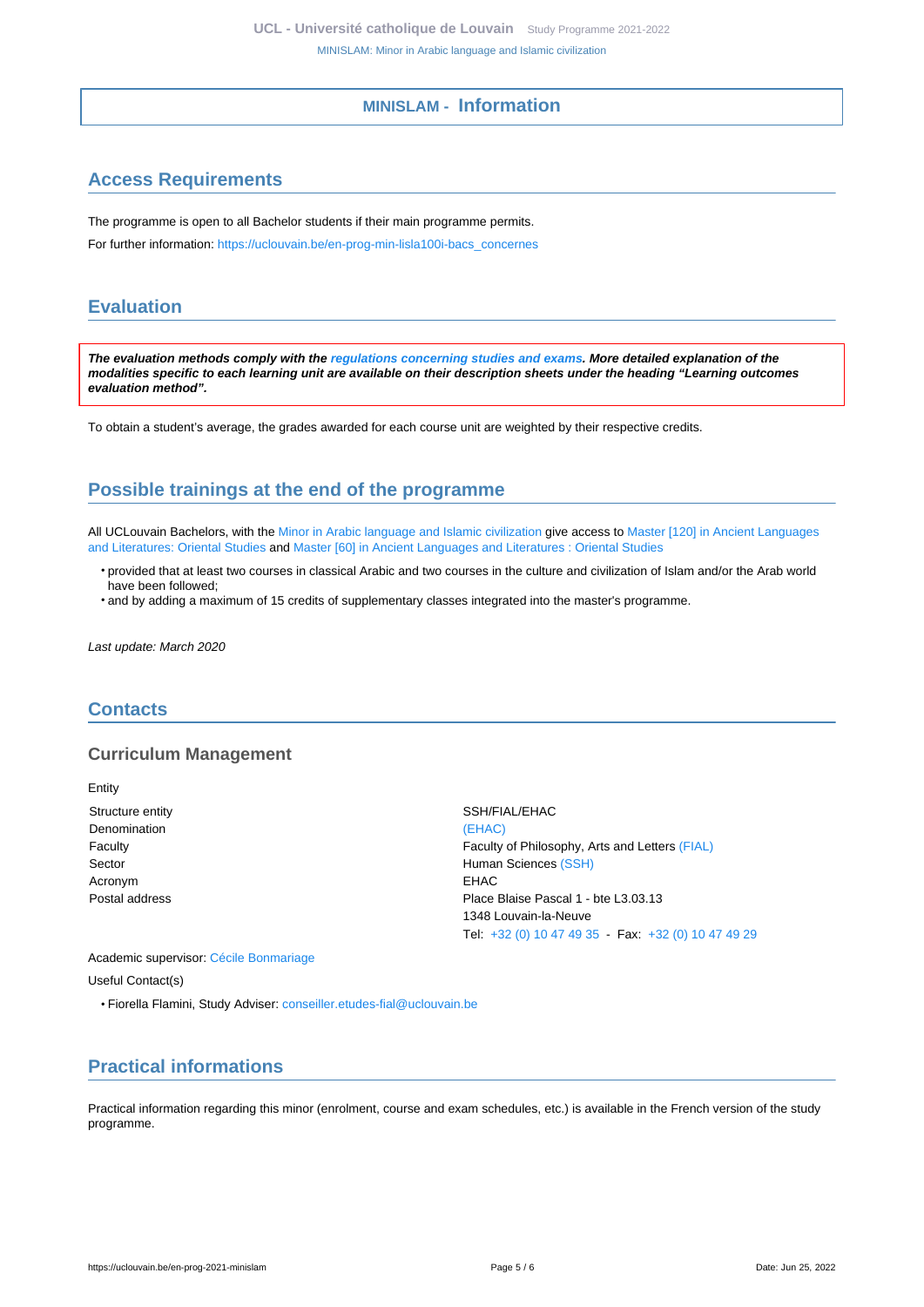## MINISLAM - Information

## Access Requirements

The programme is open to all Bachelor students if their main programme permits.

For further information: https://uclouvain.be/en-prog-min-lisla100i-bacs_concernes

## Evaluation

***The evaluation methods comply with the regulations concerning studies and exams. More detailed explanation of the modalities specific to each learning unit are available on their description sheets under the heading "Learning outcomes evaluation method".***

To obtain a student's average, the grades awarded for each course unit are weighted by their respective credits.

## Possible trainings at the end of the programme

All UCLouvain Bachelors, with the Minor in Arabic language and Islamic civilization give access to Master [120] in Ancient Languages and Literatures: Oriental Studies and Master [60] in Ancient Languages and Literatures : Oriental Studies

- provided that at least two courses in classical Arabic and two courses in the culture and civilization of Islam and/or the Arab world have been followed;
- and by adding a maximum of 15 credits of supplementary classes integrated into the master's programme.

*Last update: March 2020*

## Contacts

### Curriculum Management

Entity

| | |
|---|---|
| Structure entity | SSH/FIAL/EHAC |
| Denomination | (EHAC) |
| Faculty | Faculty of Philosophy, Arts and Letters (FIAL) |
| Sector | Human Sciences (SSH) |
| Acronym | EHAC |
| Postal address | Place Blaise Pascal 1 - bte L3.03.13<br>1348 Louvain-la-Neuve<br>Tel: +32 (0) 10 47 49 35 - Fax: +32 (0) 10 47 49 29 |

Academic supervisor: Cécile Bonmariage

Useful Contact(s)

- Fiorella Flamini, Study Adviser: conseiller.etudes-fial@uclouvain.be

## Practical informations

Practical information regarding this minor (enrolment, course and exam schedules, etc.) is available in the French version of the study programme.